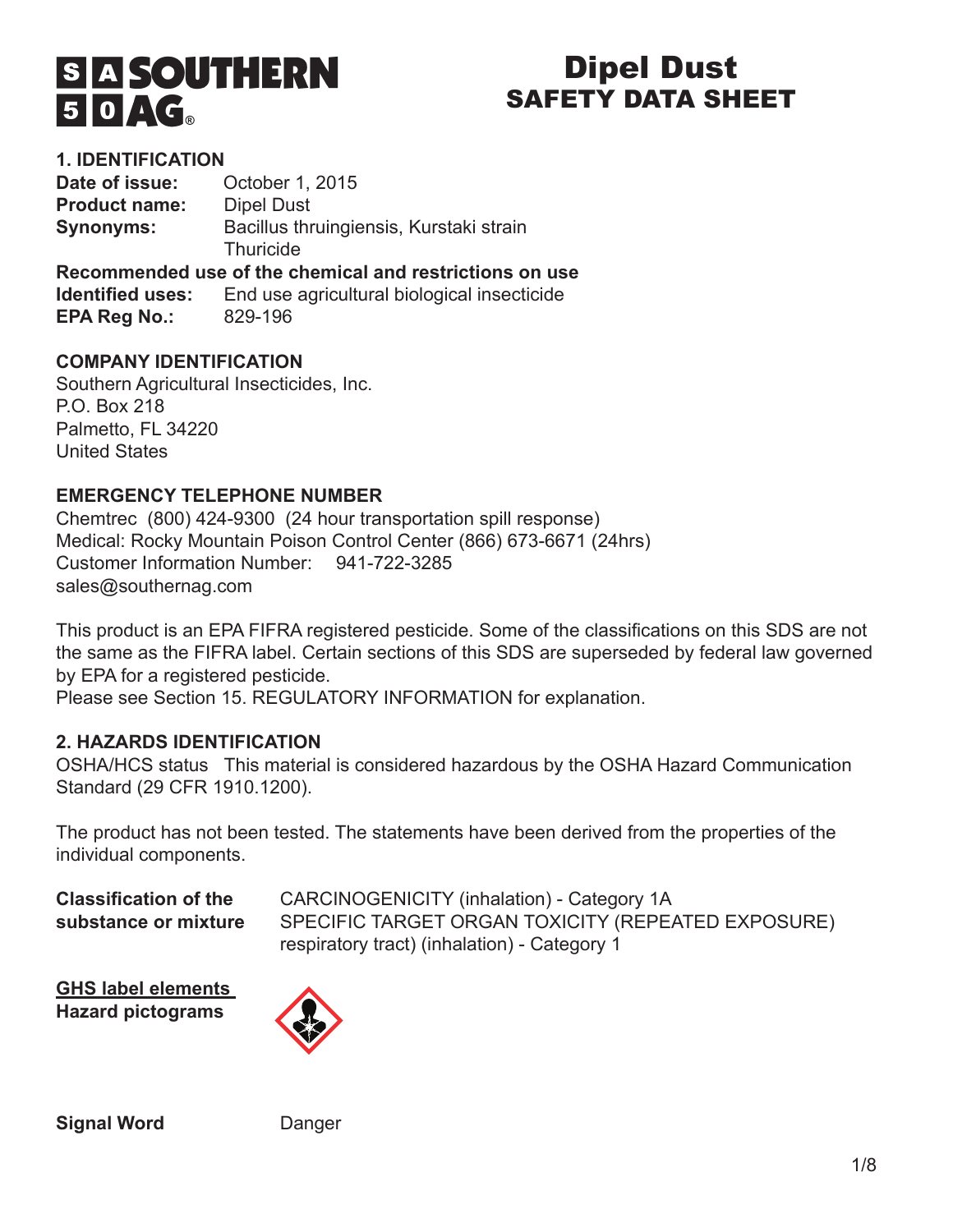# Dipel Dust
## SAFETY DATA SHEET

### 1. IDENTIFICATION

**Date of issue:** October 1, 2015
**Product name:** Dipel Dust
**Synonyms:** Bacillus thruingiensis, Kurstaki strain
Thuricide

**Recommended use of the chemical and restrictions on use**
**Identified uses:** End use agricultural biological insecticide
**EPA Reg No.:** 829-196

### COMPANY IDENTIFICATION

Southern Agricultural Insecticides, Inc.
P.O. Box 218
Palmetto, FL 34220
United States

### EMERGENCY TELEPHONE NUMBER

Chemtrec (800) 424-9300 (24 hour transportation spill response)
Medical: Rocky Mountain Poison Control Center (866) 673-6671 (24hrs)
Customer Information Number: 941-722-3285
sales@southernag.com

This product is an EPA FIFRA registered pesticide. Some of the classifications on this SDS are not the same as the FIFRA label. Certain sections of this SDS are superseded by federal law governed by EPA for a registered pesticide.
Please see Section 15. REGULATORY INFORMATION for explanation.

### 2. HAZARDS IDENTIFICATION

OSHA/HCS status This material is considered hazardous by the OSHA Hazard Communication Standard (29 CFR 1910.1200).

The product has not been tested. The statements have been derived from the properties of the individual components.

**Classification of the substance or mixture**
CARCINOGENICITY (inhalation) - Category 1A
SPECIFIC TARGET ORGAN TOXICITY (REPEATED EXPOSURE) respiratory tract) (inhalation) - Category 1

**GHS label elements**
**Hazard pictograms**

**Signal Word** Danger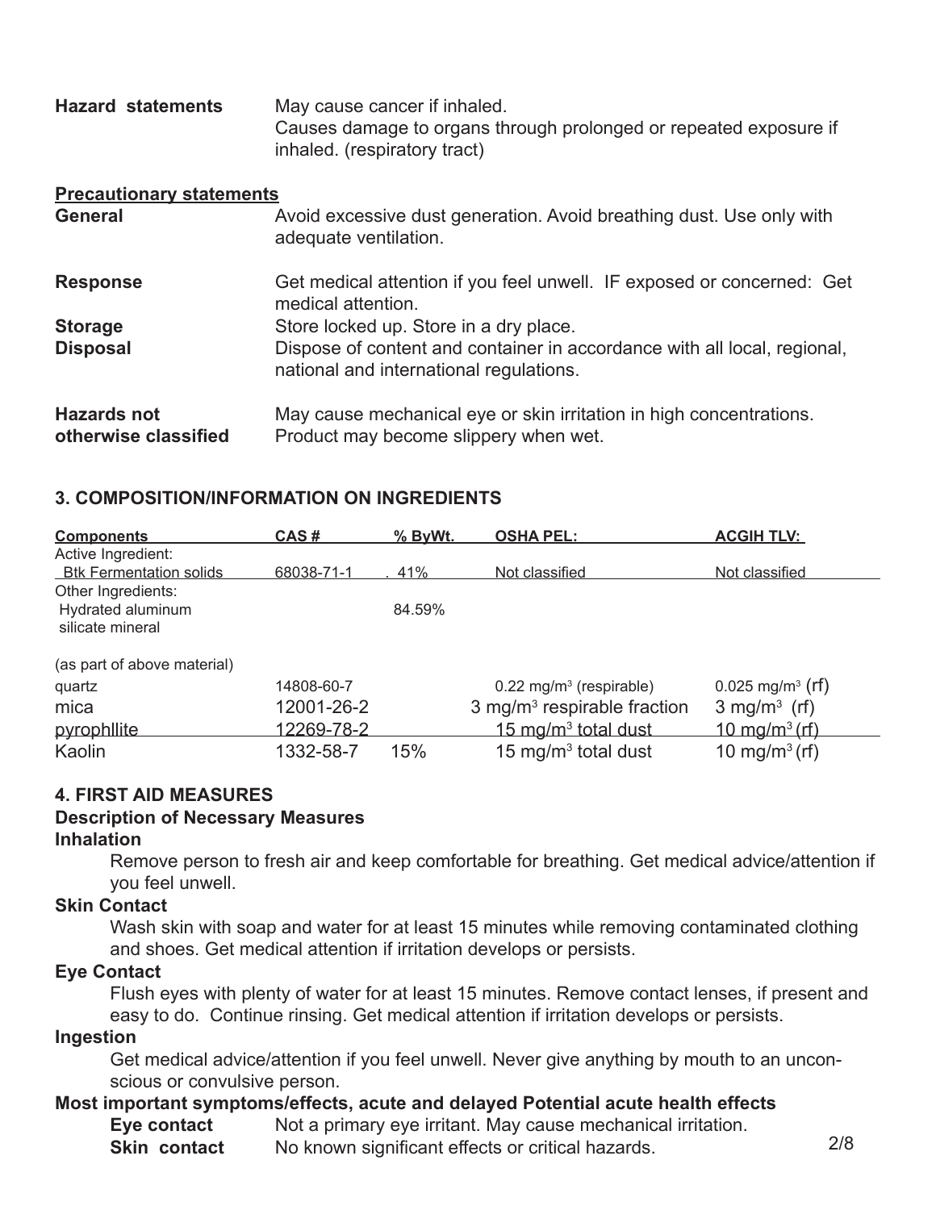**Hazard statements** May cause cancer if inhaled.
Causes damage to organs through prolonged or repeated exposure if inhaled. (respiratory tract)

**Precautionary statements**

**General** Avoid excessive dust generation. Avoid breathing dust. Use only with adequate ventilation.

**Response** Get medical attention if you feel unwell. IF exposed or concerned: Get medical attention.

**Storage** Store locked up. Store in a dry place.

**Disposal** Dispose of content and container in accordance with all local, regional, national and international regulations.

**Hazards not otherwise classified** May cause mechanical eye or skin irritation in high concentrations. Product may become slippery when wet.

## 3. COMPOSITION/INFORMATION ON INGREDIENTS

| Components | CAS # | % ByWt. | OSHA PEL: | ACGIH TLV: |
|---|---|---|---|---|
| Active Ingredient: | | | | |
| Btk Fermentation solids | 68038-71-1 | .41% | Not classified | Not classified |
| Other Ingredients: | | | | |
| Hydrated aluminum silicate mineral | | 84.59% | | |
| (as part of above material) | | | | |
| quartz | 14808-60-7 | | 0.22 mg/m³ (respirable) | 0.025 mg/m³ (rf) |
| mica | 12001-26-2 | | 3 mg/m³ respirable fraction | 3 mg/m³ (rf) |
| pyrophllite | 12269-78-2 | | 15 mg/m³ total dust | 10 mg/m³ (rf) |
| Kaolin | 1332-58-7 | 15% | 15 mg/m³ total dust | 10 mg/m³ (rf) |

## 4. FIRST AID MEASURES

### Description of Necessary Measures

**Inhalation**

Remove person to fresh air and keep comfortable for breathing. Get medical advice/attention if you feel unwell.

**Skin Contact**

Wash skin with soap and water for at least 15 minutes while removing contaminated clothing and shoes. Get medical attention if irritation develops or persists.

**Eye Contact**

Flush eyes with plenty of water for at least 15 minutes. Remove contact lenses, if present and easy to do. Continue rinsing. Get medical attention if irritation develops or persists.

**Ingestion**

Get medical advice/attention if you feel unwell. Never give anything by mouth to an unconscious or convulsive person.

### Most important symptoms/effects, acute and delayed Potential acute health effects

**Eye contact** Not a primary eye irritant. May cause mechanical irritation.

**Skin contact** No known significant effects or critical hazards.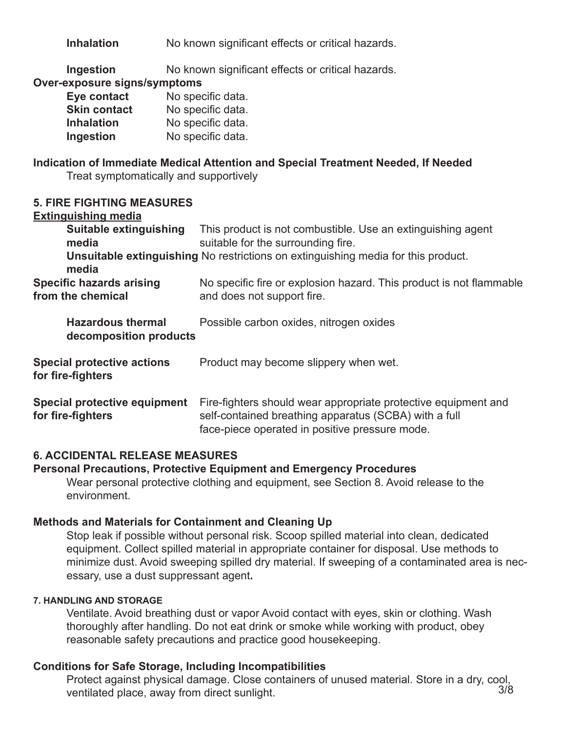**Inhalation** No known significant effects or critical hazards.

**Ingestion** No known significant effects or critical hazards.

**Over-exposure signs/symptoms**

| | |
|---|---|
| **Eye contact** | No specific data. |
| **Skin contact** | No specific data. |
| **Inhalation** | No specific data. |
| **Ingestion** | No specific data. |

**Indication of Immediate Medical Attention and Special Treatment Needed, If Needed**

Treat symptomatically and supportively

## 5. FIRE FIGHTING MEASURES

**Extinguishing media**

| | |
|---|---|
| **Suitable extinguishing media** | This product is not combustible. Use an extinguishing agent suitable for the surrounding fire. |
| **Unsuitable extinguishing media** | No restrictions on extinguishing media for this product. |
| **Specific hazards arising from the chemical** | No specific fire or explosion hazard. This product is not flammable and does not support fire. |
| **Hazardous thermal decomposition products** | Possible carbon oxides, nitrogen oxides |
| **Special protective actions for fire-fighters** | Product may become slippery when wet. |
| **Special protective equipment for fire-fighters** | Fire-fighters should wear appropriate protective equipment and self-contained breathing apparatus (SCBA) with a full face-piece operated in positive pressure mode. |

## 6. ACCIDENTAL RELEASE MEASURES

**Personal Precautions, Protective Equipment and Emergency Procedures**

Wear personal protective clothing and equipment, see Section 8. Avoid release to the environment.

**Methods and Materials for Containment and Cleaning Up**

Stop leak if possible without personal risk. Scoop spilled material into clean, dedicated equipment. Collect spilled material in appropriate container for disposal. Use methods to minimize dust. Avoid sweeping spilled dry material. If sweeping of a contaminated area is necessary, use a dust suppressant agent.

## 7. HANDLING AND STORAGE

Ventilate. Avoid breathing dust or vapor Avoid contact with eyes, skin or clothing. Wash thoroughly after handling. Do not eat drink or smoke while working with product, obey reasonable safety precautions and practice good housekeeping.

**Conditions for Safe Storage, Including Incompatibilities**

Protect against physical damage. Close containers of unused material. Store in a dry, cool, ventilated place, away from direct sunlight.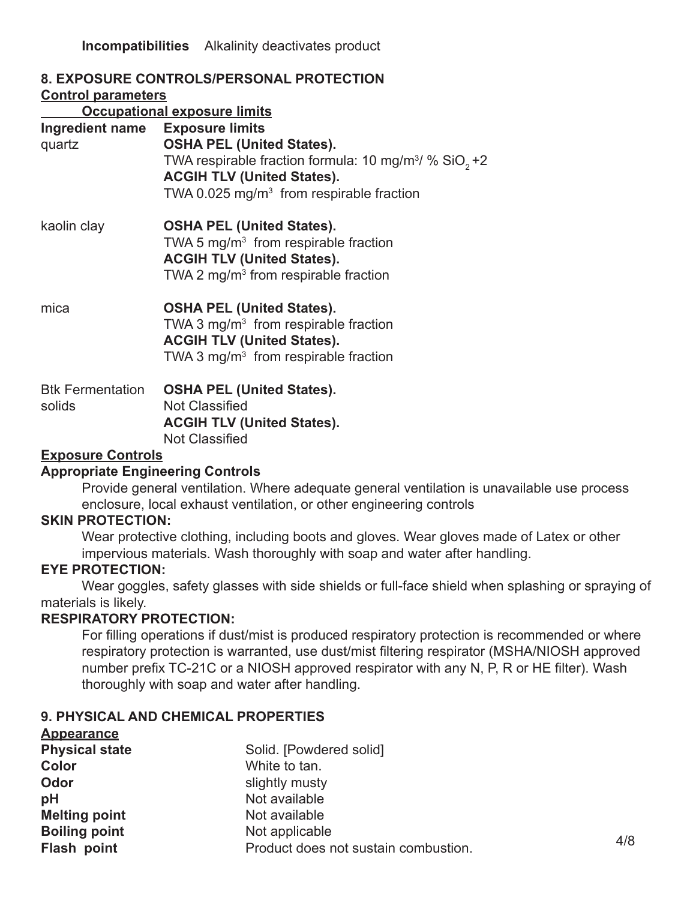**Incompatibilities** Alkalinity deactivates product

## 8. EXPOSURE CONTROLS/PERSONAL PROTECTION

**Control parameters**

**Occupational exposure limits**

| Ingredient name | Exposure limits |
|---|---|
| quartz | **OSHA PEL (United States).** TWA respirable fraction formula: 10 mg/m$^3$/ % $SiO_2$ +2 **ACGIH TLV (United States).** TWA 0.025 mg/m$^3$ from respirable fraction |
| kaolin clay | **OSHA PEL (United States).** TWA 5 mg/m$^3$ from respirable fraction **ACGIH TLV (United States).** TWA 2 mg/m$^3$ from respirable fraction |
| mica | **OSHA PEL (United States).** TWA 3 mg/m$^3$ from respirable fraction **ACGIH TLV (United States).** TWA 3 mg/m$^3$ from respirable fraction |
| Btk Fermentation solids | **OSHA PEL (United States).** Not Classified **ACGIH TLV (United States).** Not Classified |

**Exposure Controls**

**Appropriate Engineering Controls**

Provide general ventilation. Where adequate general ventilation is unavailable use process enclosure, local exhaust ventilation, or other engineering controls

**SKIN PROTECTION:**

Wear protective clothing, including boots and gloves. Wear gloves made of Latex or other impervious materials. Wash thoroughly with soap and water after handling.

**EYE PROTECTION:**

Wear goggles, safety glasses with side shields or full-face shield when splashing or spraying of materials is likely.

**RESPIRATORY PROTECTION:**

For filling operations if dust/mist is produced respiratory protection is recommended or where respiratory protection is warranted, use dust/mist filtering respirator (MSHA/NIOSH approved number prefix TC-21C or a NIOSH approved respirator with any N, P, R or HE filter). Wash thoroughly with soap and water after handling.

## 9. PHYSICAL AND CHEMICAL PROPERTIES

**Appearance**

| | |
|---|---|
| **Physical state** | Solid. [Powdered solid] |
| **Color** | White to tan. |
| **Odor** | slightly musty |
| **pH** | Not available |
| **Melting point** | Not available |
| **Boiling point** | Not applicable |
| **Flash point** | Product does not sustain combustion. |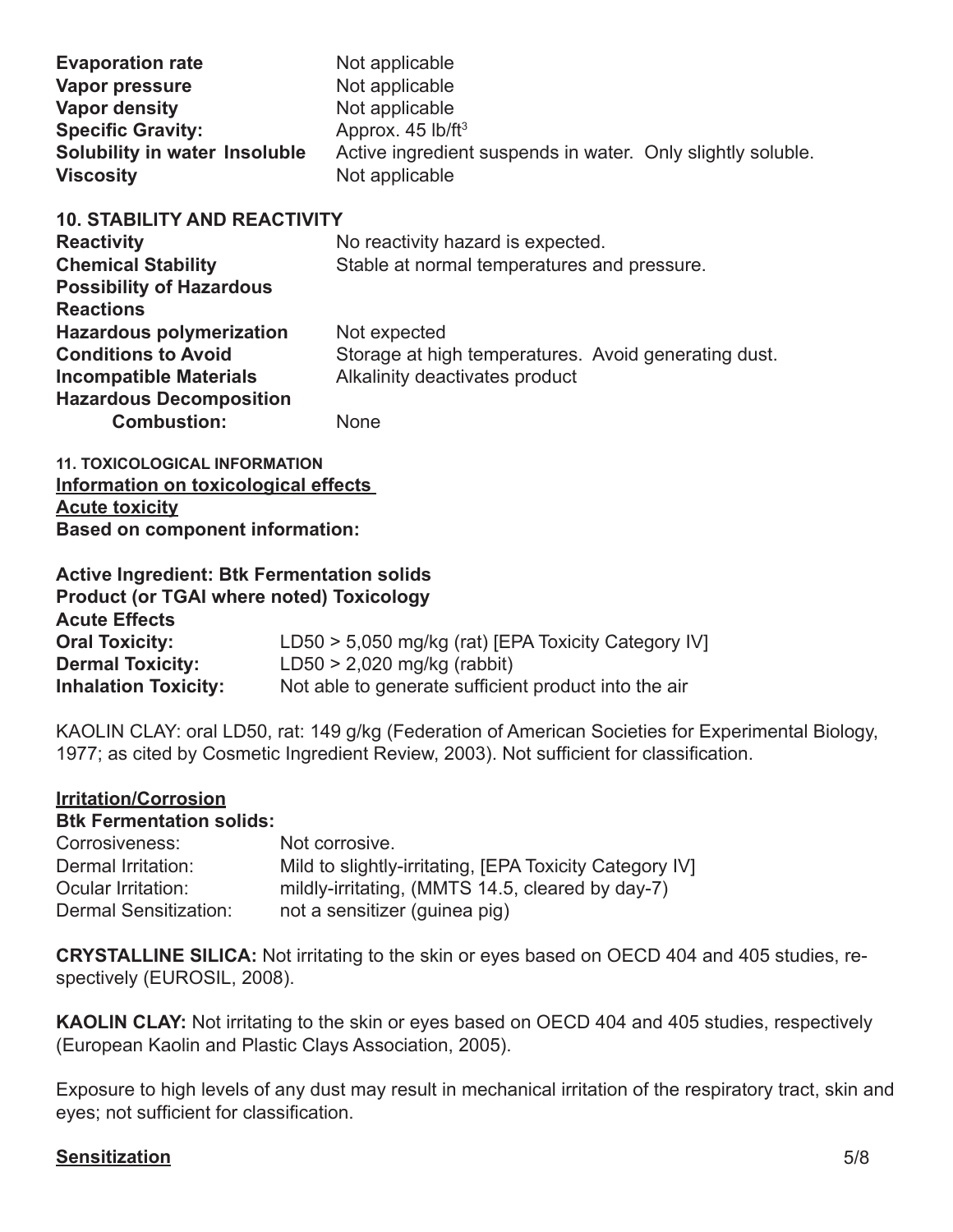| | |
|---|---|
| **Evaporation rate** | Not applicable |
| **Vapor pressure** | Not applicable |
| **Vapor density** | Not applicable |
| **Specific Gravity:** | Approx. 45 lb/ft$^3$ |
| **Solubility in water Insoluble** | Active ingredient suspends in water. Only slightly soluble. |
| **Viscosity** | Not applicable |

## 10. STABILITY AND REACTIVITY

| | |
|---|---|
| **Reactivity** | No reactivity hazard is expected. |
| **Chemical Stability** | Stable at normal temperatures and pressure. |
| **Possibility of Hazardous Reactions** | |
| **Hazardous polymerization** | Not expected |
| **Conditions to Avoid** | Storage at high temperatures. Avoid generating dust. |
| **Incompatible Materials** | Alkalinity deactivates product |
| **Hazardous Decomposition Combustion:** | None |

## 11. TOXICOLOGICAL INFORMATION

**Information on toxicological effects**

**Acute toxicity**

**Based on component information:**

**Active Ingredient: Btk Fermentation solids**
**Product (or TGAI where noted) Toxicology**
**Acute Effects**

| | |
|---|---|
| **Oral Toxicity:** | LD50 > 5,050 mg/kg (rat) [EPA Toxicity Category IV] |
| **Dermal Toxicity:** | LD50 > 2,020 mg/kg (rabbit) |
| **Inhalation Toxicity:** | Not able to generate sufficient product into the air |

KAOLIN CLAY: oral LD50, rat: 149 g/kg (Federation of American Societies for Experimental Biology, 1977; as cited by Cosmetic Ingredient Review, 2003). Not sufficient for classification.

**Irritation/Corrosion**

**Btk Fermentation solids:**

| | |
|---|---|
| Corrosiveness: | Not corrosive. |
| Dermal Irritation: | Mild to slightly-irritating, [EPA Toxicity Category IV] |
| Ocular Irritation: | mildly-irritating, (MMTS 14.5, cleared by day-7) |
| Dermal Sensitization: | not a sensitizer (guinea pig) |

**CRYSTALLINE SILICA:** Not irritating to the skin or eyes based on OECD 404 and 405 studies, respectively (EUROSIL, 2008).

**KAOLIN CLAY:** Not irritating to the skin or eyes based on OECD 404 and 405 studies, respectively (European Kaolin and Plastic Clays Association, 2005).

Exposure to high levels of any dust may result in mechanical irritation of the respiratory tract, skin and eyes; not sufficient for classification.

**Sensitization**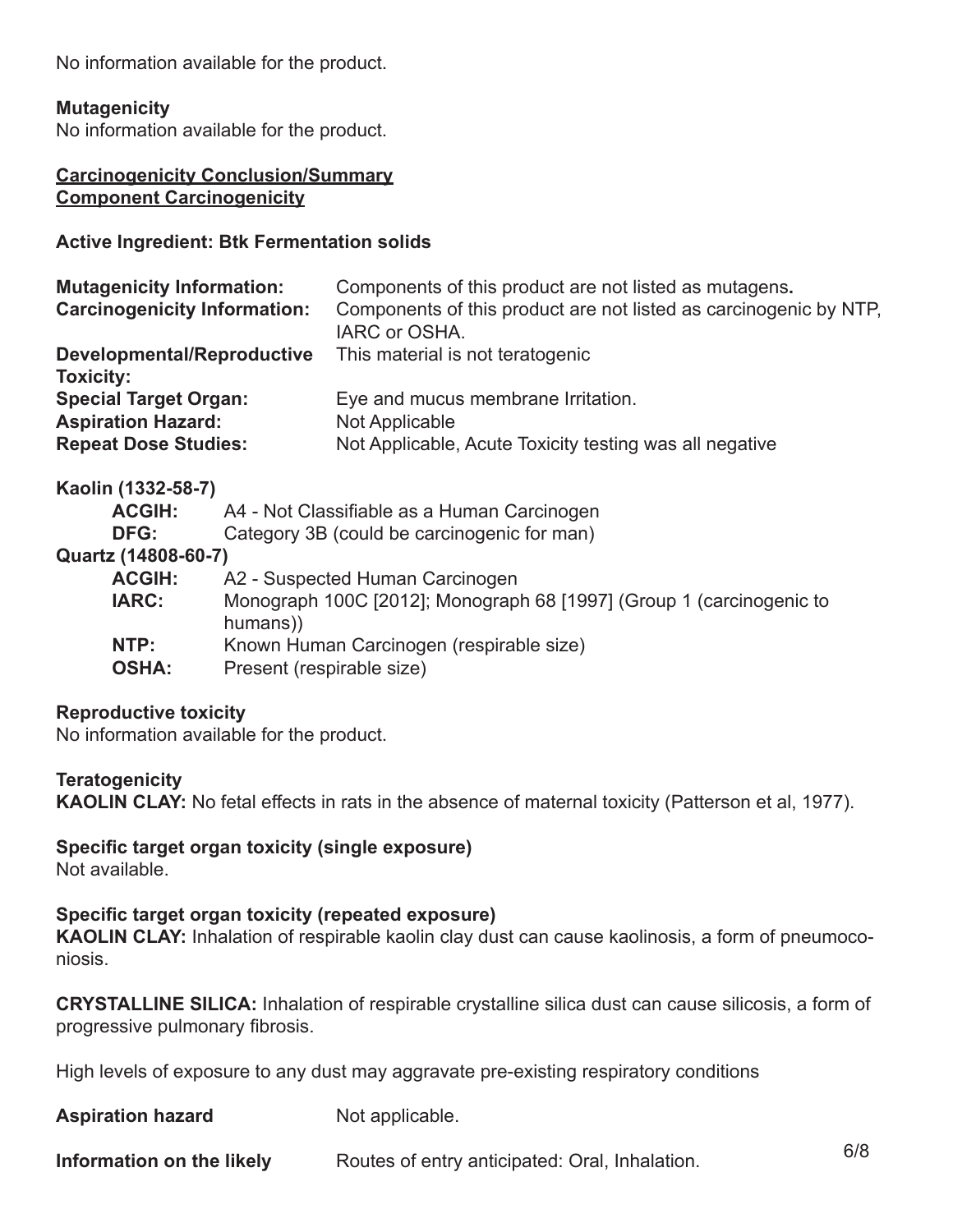No information available for the product.

**Mutagenicity**
No information available for the product.

**Carcinogenicity Conclusion/Summary**
**Component Carcinogenicity**

**Active Ingredient: Btk Fermentation solids**

| | |
|---|---|
| **Mutagenicity Information:** | Components of this product are not listed as mutagens**.** |
| **Carcinogenicity Information:** | Components of this product are not listed as carcinogenic by NTP, IARC or OSHA. |
| **Developmental/Reproductive Toxicity:** | This material is not teratogenic |
| **Special Target Organ:** | Eye and mucus membrane Irritation. |
| **Aspiration Hazard:** | Not Applicable |
| **Repeat Dose Studies:** | Not Applicable, Acute Toxicity testing was all negative |

**Kaolin (1332-58-7)**

| | |
|---|---|
| **ACGIH:** | A4 - Not Classifiable as a Human Carcinogen |
| **DFG:** | Category 3B (could be carcinogenic for man) |

**Quartz (14808-60-7)**

| | |
|---|---|
| **ACGIH:** | A2 - Suspected Human Carcinogen |
| **IARC:** | Monograph 100C [2012]; Monograph 68 [1997] (Group 1 (carcinogenic to humans)) |
| **NTP:** | Known Human Carcinogen (respirable size) |
| **OSHA:** | Present (respirable size) |

**Reproductive toxicity**
No information available for the product.

**Teratogenicity**
**KAOLIN CLAY:** No fetal effects in rats in the absence of maternal toxicity (Patterson et al, 1977).

**Specific target organ toxicity (single exposure)**
Not available.

**Specific target organ toxicity (repeated exposure)**
**KAOLIN CLAY:** Inhalation of respirable kaolin clay dust can cause kaolinosis, a form of pneumoconiosis.

**CRYSTALLINE SILICA:** Inhalation of respirable crystalline silica dust can cause silicosis, a form of progressive pulmonary fibrosis.

High levels of exposure to any dust may aggravate pre-existing respiratory conditions

| | |
|---|---|
| **Aspiration hazard** | Not applicable. |
| **Information on the likely** | Routes of entry anticipated: Oral, Inhalation. |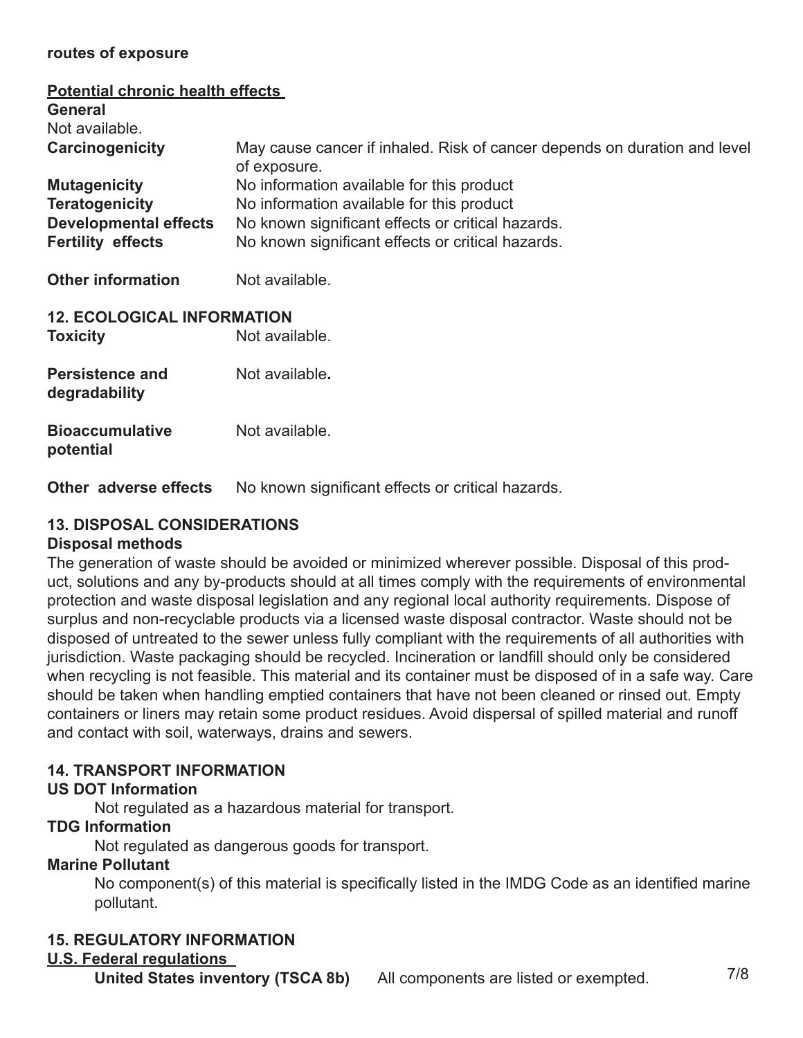**routes of exposure**

**Potential chronic health effects**

**General**

Not available.

| | |
|---|---|
| **Carcinogenicity** | May cause cancer if inhaled. Risk of cancer depends on duration and level of exposure. |
| **Mutagenicity** | No information available for this product |
| **Teratogenicity** | No information available for this product |
| **Developmental effects** | No known significant effects or critical hazards. |
| **Fertility effects** | No known significant effects or critical hazards. |
| **Other information** | Not available. |

## 12. ECOLOGICAL INFORMATION

| | |
|---|---|
| **Toxicity** | Not available. |
| **Persistence and degradability** | Not available. |
| **Bioaccumulative potential** | Not available. |
| **Other adverse effects** | No known significant effects or critical hazards. |

## 13. DISPOSAL CONSIDERATIONS

**Disposal methods**

The generation of waste should be avoided or minimized wherever possible. Disposal of this product, solutions and any by-products should at all times comply with the requirements of environmental protection and waste disposal legislation and any regional local authority requirements. Dispose of surplus and non-recyclable products via a licensed waste disposal contractor. Waste should not be disposed of untreated to the sewer unless fully compliant with the requirements of all authorities with jurisdiction. Waste packaging should be recycled. Incineration or landfill should only be considered when recycling is not feasible. This material and its container must be disposed of in a safe way. Care should be taken when handling emptied containers that have not been cleaned or rinsed out. Empty containers or liners may retain some product residues. Avoid dispersal of spilled material and runoff and contact with soil, waterways, drains and sewers.

## 14. TRANSPORT INFORMATION

**US DOT Information**

Not regulated as a hazardous material for transport.

**TDG Information**

Not regulated as dangerous goods for transport.

**Marine Pollutant**

No component(s) of this material is specifically listed in the IMDG Code as an identified marine pollutant.

## 15. REGULATORY INFORMATION

**U.S. Federal regulations**

**United States inventory (TSCA 8b)** All components are listed or exempted.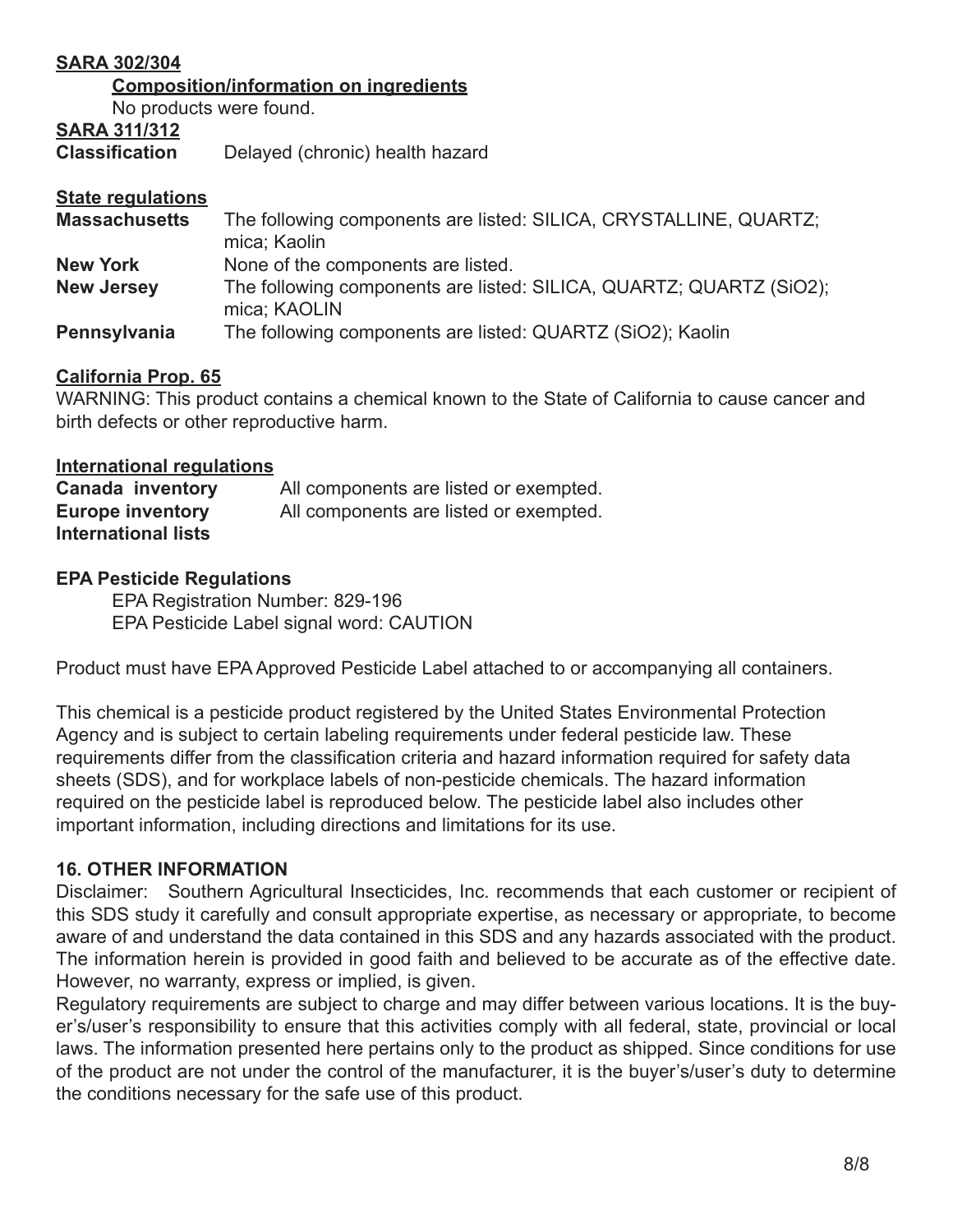**SARA 302/304**

**Composition/information on ingredients**

No products were found.

**SARA 311/312**

| | |
|---|---|
| **Classification** | Delayed (chronic) health hazard |

**State regulations**

| | |
|---|---|
| **Massachusetts** | The following components are listed: SILICA, CRYSTALLINE, QUARTZ; mica; Kaolin |
| **New York** | None of the components are listed. |
| **New Jersey** | The following components are listed: SILICA, QUARTZ; QUARTZ (SiO2); mica; KAOLIN |
| **Pennsylvania** | The following components are listed: QUARTZ (SiO2); Kaolin |

**California Prop. 65**

WARNING: This product contains a chemical known to the State of California to cause cancer and birth defects or other reproductive harm.

**International regulations**

| | |
|---|---|
| **Canada inventory** | All components are listed or exempted. |
| **Europe inventory** | All components are listed or exempted. |
| **International lists** | |

**EPA Pesticide Regulations**

EPA Registration Number: 829-196

EPA Pesticide Label signal word: CAUTION

Product must have EPA Approved Pesticide Label attached to or accompanying all containers.

This chemical is a pesticide product registered by the United States Environmental Protection Agency and is subject to certain labeling requirements under federal pesticide law. These requirements differ from the classification criteria and hazard information required for safety data sheets (SDS), and for workplace labels of non-pesticide chemicals. The hazard information required on the pesticide label is reproduced below. The pesticide label also includes other important information, including directions and limitations for its use.

## 16. OTHER INFORMATION

Disclaimer: Southern Agricultural Insecticides, Inc. recommends that each customer or recipient of this SDS study it carefully and consult appropriate expertise, as necessary or appropriate, to become aware of and understand the data contained in this SDS and any hazards associated with the product. The information herein is provided in good faith and believed to be accurate as of the effective date. However, no warranty, express or implied, is given.

Regulatory requirements are subject to charge and may differ between various locations. It is the buyer's/user's responsibility to ensure that this activities comply with all federal, state, provincial or local laws. The information presented here pertains only to the product as shipped. Since conditions for use of the product are not under the control of the manufacturer, it is the buyer's/user's duty to determine the conditions necessary for the safe use of this product.